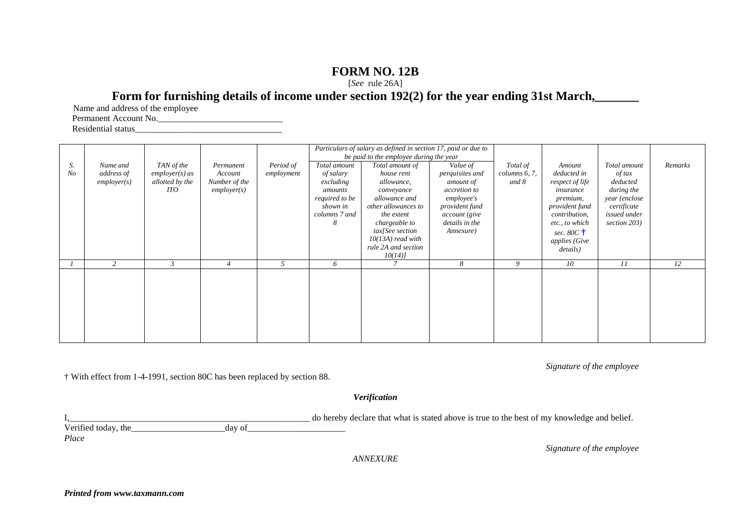# FORM NO. 12B

[*See* rule 26A]

## Form for furnishing details of income under section 192(2) for the year ending 31st March,_______

Name and address of the employee

Permanent Account No.___________________________

Residential status_________________________________

| | | | | | *Particulars of salary as defined in section 17, paid or due to be paid to the employee during the year* | | | | | | |
|---|---|---|---|---|---|---|---|---|---|---|---|
| *S. No* | *Name and address of employer(s)* | *TAN of the employer(s) as allotted by the ITO* | *Permanent Account Number of the employer(s)* | *Period of employment* | *Total amount of salary excluding amounts required to be shown in columns 7 and 8* | *Total amount of house rent allowance, conveyance allowance and other allowances to the extent chargeable to tax[See section 10(13A) read with rule 2A and section 10(14)]* | *Value of perquisites and amount of accretion to employee's provident fund account (give details in the Annexure)* | *Total of columns 6, 7, and 8* | *Amount deducted in respect of life insurance premium, provident fund contribution, etc., to which sec. 80C † applies (Give details)* | *Total amount of tax deducted during the year (enclose certificate issued under section 203)* | *Remarks* |
| *1* | *2* | *3* | *4* | *5* | *6* | *7* | *8* | *9* | *10* | *11* | *12* |
| | | | | | | | | | | | |

*Signature of the employee*

† With effect from 1-4-1991, section 80C has been replaced by section 88.

***Verification***

I,_______________________________________________________ do hereby declare that what is stated above is true to the best of my knowledge and belief.

Verified today, the_____________________day of______________________

*Place*

*Signature of the employee*

*ANNEXURE*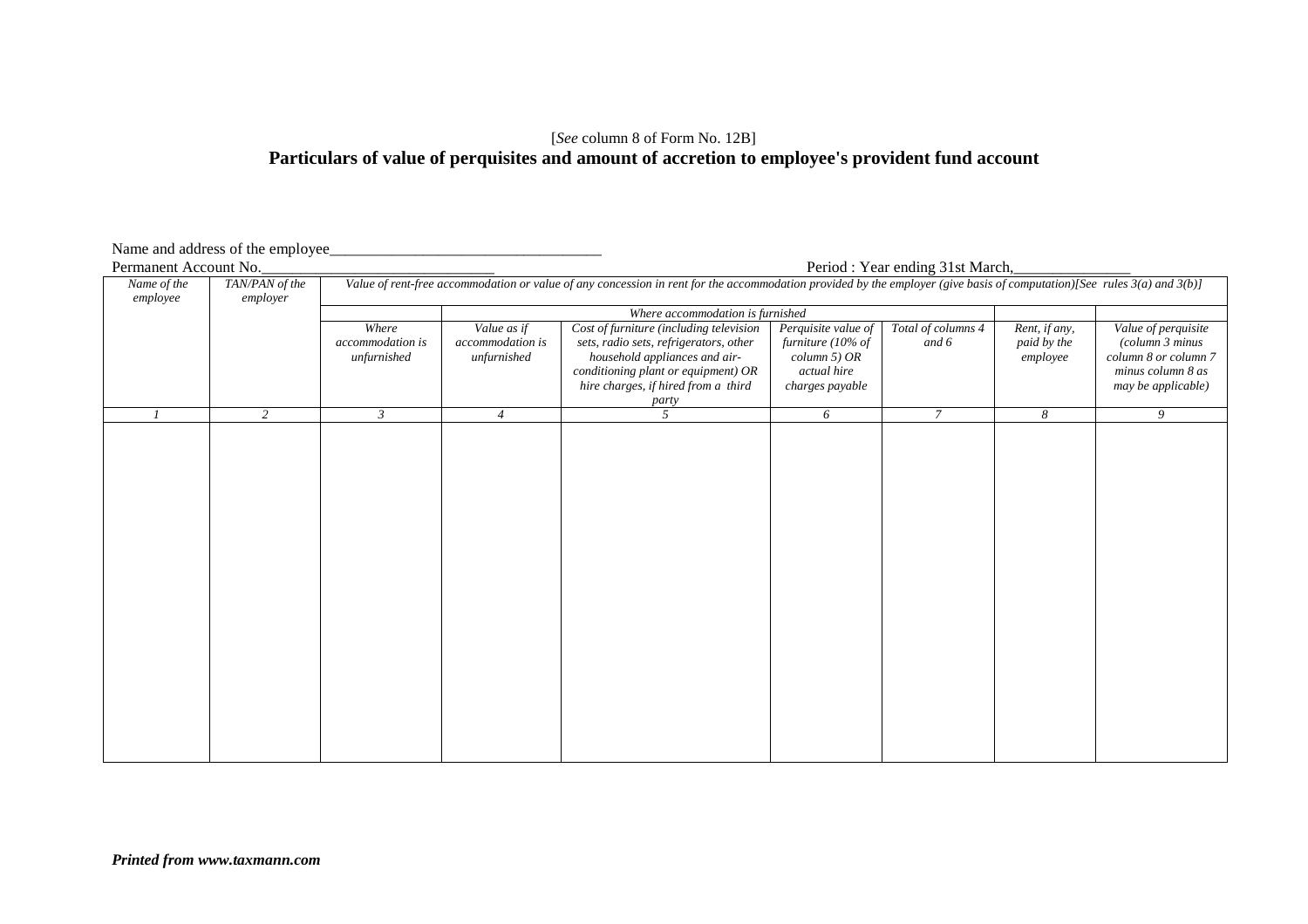[*See* column 8 of Form No. 12B]

**Particulars of value of perquisites and amount of accretion to employee's provident fund account**

Name and address of the employee\_\_\_\_\_\_\_\_\_\_\_\_\_\_\_\_\_\_\_\_\_\_\_\_\_\_\_\_\_\_\_\_\_\_

Permanent Account No.\_\_\_\_\_\_\_\_\_\_\_\_\_\_\_\_\_\_\_\_\_\_\_\_\_\_\_\_\_\_ Period : Year ending 31st March,\_\_\_\_\_\_\_\_\_\_\_\_\_\_\_

| *Name of the employee* | *TAN/PAN of the employer* | *Value of rent-free accommodation or value of any concession in rent for the accommodation provided by the employer (give basis of computation)[See rules 3(a) and 3(b)]* | | | | | | |
|---|---|---|---|---|---|---|---|---|
| | | | *Where accommodation is furnished* | | | | | |
| | | *Where accommodation is unfurnished* | *Value as if accommodation is unfurnished* | *Cost of furniture (including television sets, radio sets, refrigerators, other household appliances and air-conditioning plant or equipment) OR hire charges, if hired from a third party* | *Perquisite value of furniture (10% of column 5) OR actual hire charges payable* | *Total of columns 4 and 6* | *Rent, if any, paid by the employee* | *Value of perquisite (column 3 minus column 8 or column 7 minus column 8 as may be applicable)* |
| *1* | *2* | *3* | *4* | *5* | *6* | *7* | *8* | *9* |
| | | | | | | | | |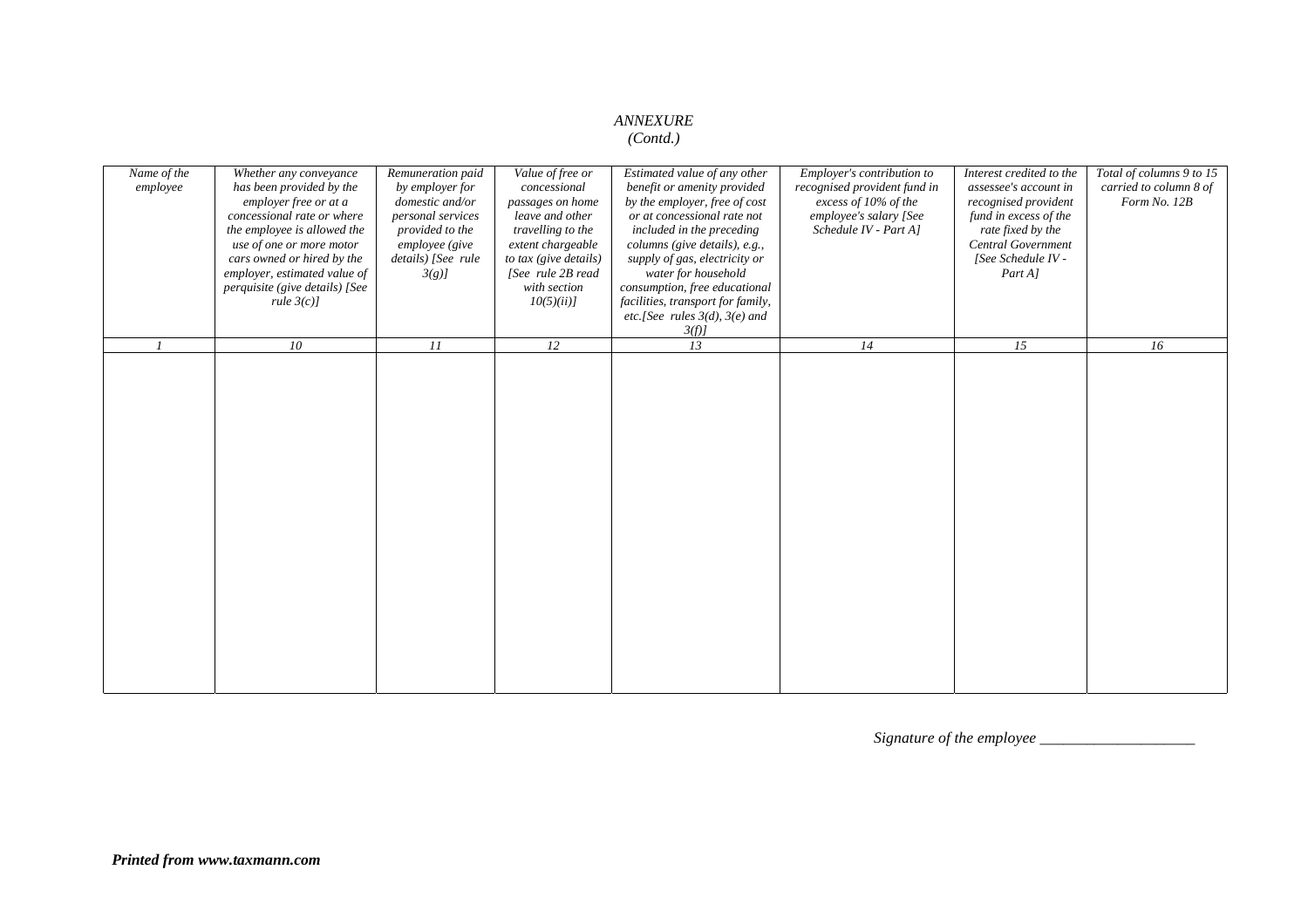*ANNEXURE*
*(Contd.)*

| *Name of the employee* | *Whether any conveyance has been provided by the employer free or at a concessional rate or where the employee is allowed the use of one or more motor cars owned or hired by the employer, estimated value of perquisite (give details) [See rule 3(c)]* | *Remuneration paid by employer for domestic and/or personal services provided to the employee (give details) [See rule 3(g)]* | *Value of free or concessional passages on home leave and other travelling to the extent chargeable to tax (give details) [See rule 2B read with section 10(5)(ii)]* | *Estimated value of any other benefit or amenity provided by the employer, free of cost or at concessional rate not included in the preceding columns (give details), e.g., supply of gas, electricity or water for household consumption, free educational facilities, transport for family, etc.[See rules 3(d), 3(e) and 3(f)]* | *Employer's contribution to recognised provident fund in excess of 10% of the employee's salary [See Schedule IV - Part A]* | *Interest credited to the assessee's account in recognised provident fund in excess of the rate fixed by the Central Government [See Schedule IV - Part A]* | *Total of columns 9 to 15 carried to column 8 of Form No. 12B* |
|---|---|---|---|---|---|---|---|
| *1* | *10* | *11* | *12* | *13* | *14* | *15* | *16* |
| | | | | | | | |

*Signature of the employee* ____________________

***Printed from www.taxmann.com***